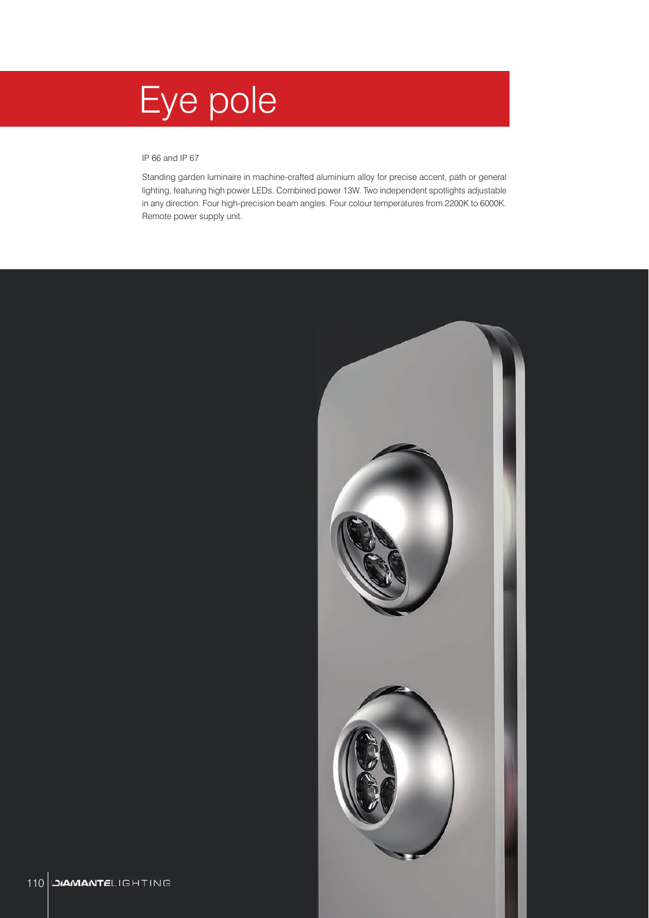# Eye pole

IP 66 and IP 67

Standing garden luminaire in machine-crafted aluminium alloy for precise accent, path or general lighting, featuring high power LEDs. Combined power 13W. Two independent spotlights adjustable in any direction. Four high-precision beam angles. Four colour temperatures from 2200K to 6000K. Remote power supply unit.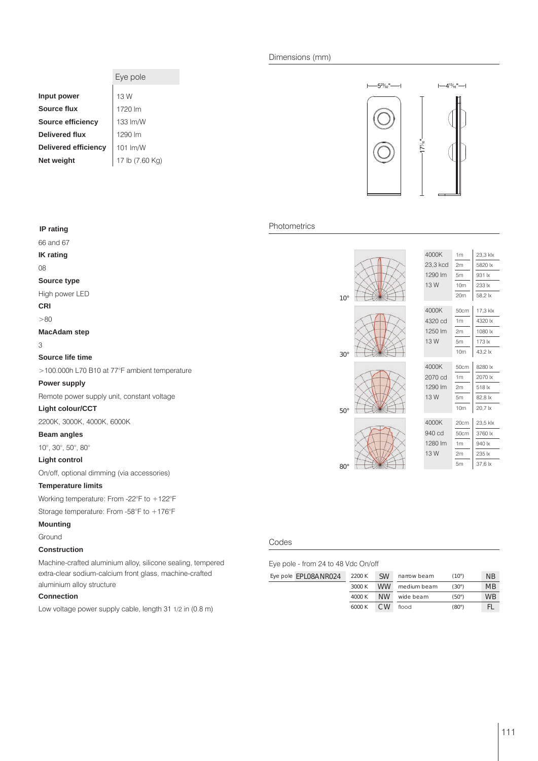| | Eye pole |
|---|---|
| **Input power** | 13 W |
| **Source flux** | 1720 lm |
| **Source efficiency** | 133 lm/W |
| **Delivered flux** | 1290 lm |
| **Delivered efficiency** | 101 lm/W |
| **Net weight** | 17 lb (7.60 Kg) |

## Dimensions (mm)

5²³⁄₃₂"

4¹³⁄₁₆"

17⁵⁄₁₆"

**IP rating**

66 and 67

**IK rating**

08

**Source type**

High power LED

**CRI**

>80

**MacAdam step**

3

**Source life time**

>100.000h L70 B10 at 77°F ambient temperature

**Power supply**

Remote power supply unit, constant voltage

**Light colour/CCT**

2200K, 3000K, 4000K, 6000K

**Beam angles**

10°, 30°, 50°, 80°

**Light control**

On/off, optional dimming (via accessories)

**Temperature limits**

Working temperature: From -22°F to +122°F

Storage temperature: From -58°F to +176°F

**Mounting**

Ground

**Construction**

Machine-crafted aluminium alloy, silicone sealing, tempered extra-clear sodium-calcium front glass, machine-crafted aluminium alloy structure

**Connection**

Low voltage power supply cable, length 31 1/2 in (0.8 m)

## Photometrics

10°

4000K
23,3 kcd
1290 lm
13 W

| | |
|---|---|
| 1m | 23,3 klx |
| 2m | 5820 lx |
| 5m | 931 lx |
| 10m | 233 lx |
| 20m | 58,2 lx |

30°

4000K
4320 cd
1250 lm
13 W

| | |
|---|---|
| 50cm | 17,3 klx |
| 1m | 4320 lx |
| 2m | 1080 lx |
| 5m | 173 lx |
| 10m | 43,2 lx |

50°

4000K
2070 cd
1290 lm
13 W

| | |
|---|---|
| 50cm | 8280 lx |
| 1m | 2070 lx |
| 2m | 518 lx |
| 5m | 82,8 lx |
| 10m | 20,7 lx |

80°

4000K
940 cd
1280 lm
13 W

| | |
|---|---|
| 20cm | 23,5 klx |
| 50cm | 3760 lx |
| 1m | 940 lx |
| 2m | 235 lx |
| 5m | 37,6 lx |

## Codes

Eye pole - from 24 to 48 Vdc On/off

| | | | | | | |
|---|---|---|---|---|---|---|
| Eye pole EPL08ANR024 | 2200 K | SW | narrow beam | (10°) | NB |
| | 3000 K | WW | medium beam | (30°) | MB |
| | 4000 K | NW | wide beam | (50°) | WB |
| | 6000 K | CW | flood | (80°) | FL |